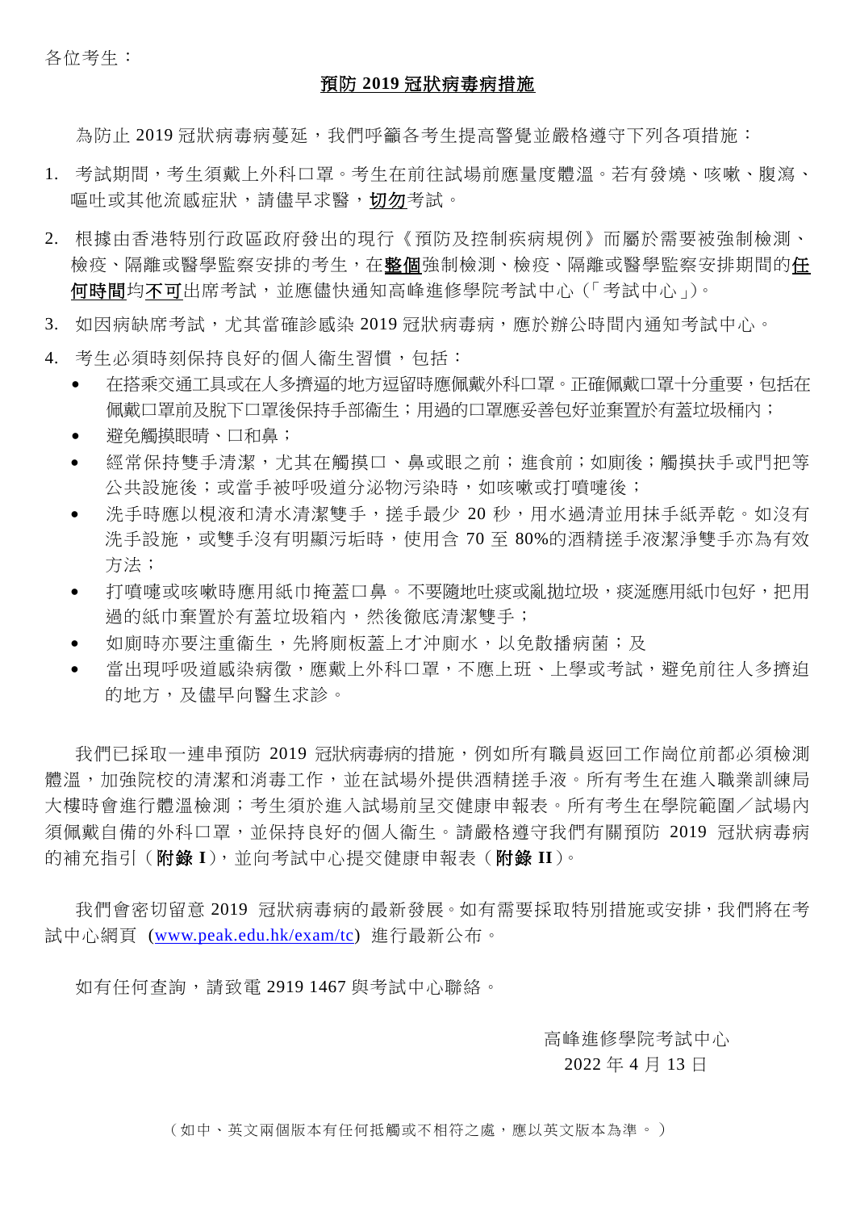各位考生：

## <u>預防 2019 冠狀病毒病措施</u>

為防止 2019 冠狀病毒病蔓延，我們呼籲各考生提高警覺並嚴格遵守下列各項措施：

1. 考試期間，考生須戴上外科口罩。考生在前往試場前應量度體溫。若有發燒、咳嗽、腹瀉、嘔吐或其他流感症狀，請儘早求醫，**<u>切勿</u>**考試。
2. 根據由香港特別行政區政府發出的現行《預防及控制疾病規例》而屬於需要被強制檢測、檢疫、隔離或醫學監察安排的考生，在**<u>整個</u>**強制檢測、檢疫、隔離或醫學監察安排期間的**<u>任何時間</u>**均**<u>不可</u>**出席考試，並應儘快通知高峰進修學院考試中心（「考試中心」）。
3. 如因病缺席考試，尤其當確診感染 2019 冠狀病毒病，應於辦公時間內通知考試中心。
4. 考生必須時刻保持良好的個人衞生習慣，包括：
   - 在搭乘交通工具或在人多擠逼的地方逗留時應佩戴外科口罩。正確佩戴口罩十分重要，包括在佩戴口罩前及脫下口罩後保持手部衞生；用過的口罩應妥善包好並棄置於有蓋垃圾桶內；
   - 避免觸摸眼睛、口和鼻；
   - 經常保持雙手清潔，尤其在觸摸口、鼻或眼之前；進食前；如廁後；觸摸扶手或門把等公共設施後；或當手被呼吸道分泌物污染時，如咳嗽或打噴嚏後；
   - 洗手時應以梘液和清水清潔雙手，搓手最少 20 秒，用水過清並用抹手紙弄乾。如沒有洗手設施，或雙手沒有明顯污垢時，使用含 70 至 80%的酒精搓手液潔淨雙手亦為有效方法；
   - 打噴嚏或咳嗽時應用紙巾掩蓋口鼻。不要隨地吐痰或亂拋垃圾，痰涎應用紙巾包好，把用過的紙巾棄置於有蓋垃圾箱內，然後徹底清潔雙手；
   - 如廁時亦要注重衞生，先將廁板蓋上才沖廁水，以免散播病菌；及
   - 當出現呼吸道感染病徵，應戴上外科口罩，不應上班、上學或考試，避免前往人多擠迫的地方，及儘早向醫生求診。

我們已採取一連串預防 2019 冠狀病毒病的措施，例如所有職員返回工作崗位前都必須檢測體溫，加強院校的清潔和消毒工作，並在試場外提供酒精搓手液。所有考生在進入職業訓練局大樓時會進行體溫檢測；考生須於進入試場前呈交健康申報表。所有考生在學院範圍／試場內須佩戴自備的外科口罩，並保持良好的個人衞生。請嚴格遵守我們有關預防 2019 冠狀病毒病的補充指引（**附錄 I**），並向考試中心提交健康申報表（**附錄 II**）。

我們會密切留意 2019 冠狀病毒病的最新發展。如有需要採取特別措施或安排，我們將在考試中心網頁 (www.peak.edu.hk/exam/tc) 進行最新公布。

如有任何查詢，請致電 2919 1467 與考試中心聯絡。

高峰進修學院考試中心
2022 年 4 月 13 日

（如中、英文兩個版本有任何抵觸或不相符之處，應以英文版本為準。）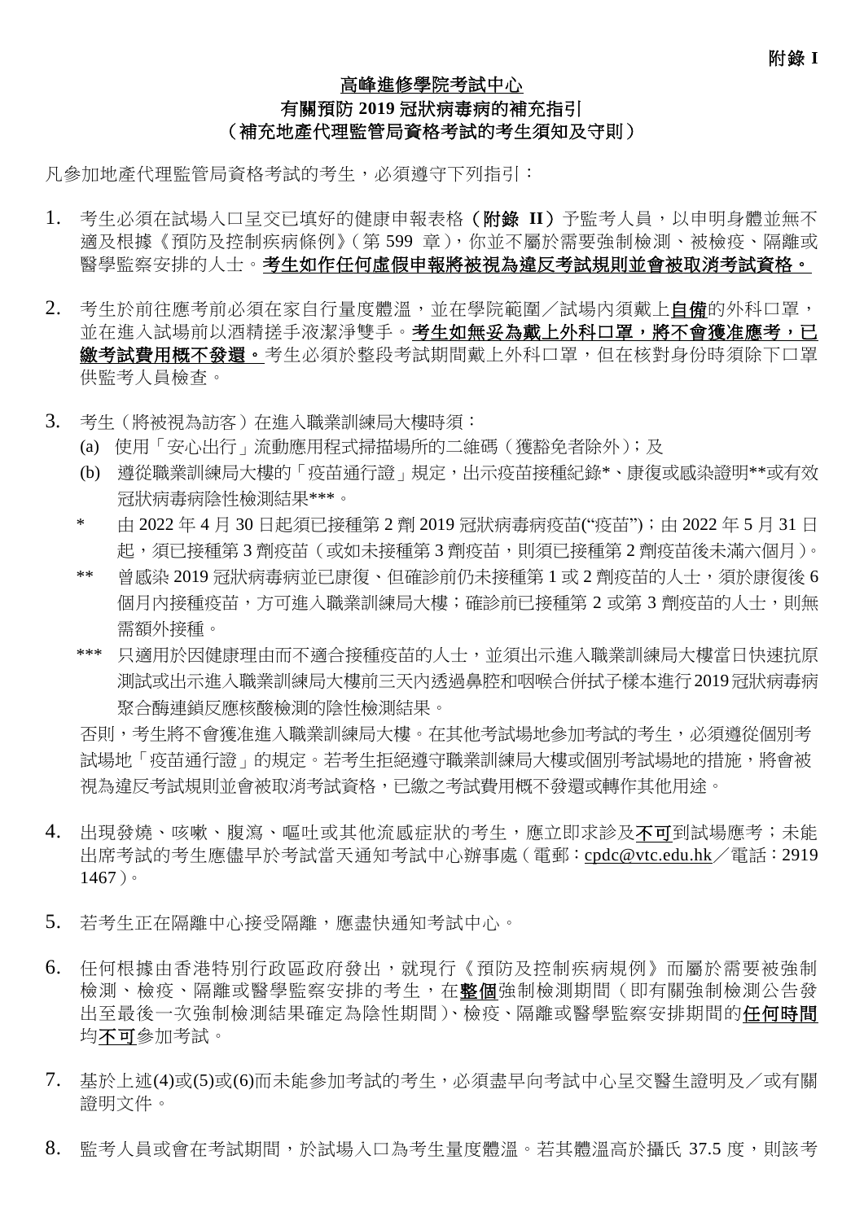**附錄 I**

# 高峰進修學院考試中心
## 有關預防 2019 冠狀病毒病的補充指引
## （補充地產代理監管局資格考試的考生須知及守則）

凡參加地產代理監管局資格考試的考生，必須遵守下列指引：

1. 考生必須在試場入口呈交已填好的健康申報表格（**附錄 II**）予監考人員，以申明身體並無不適及根據《預防及控制疾病條例》(第 599 章)，你並不屬於需要強制檢測、被檢疫、隔離或醫學監察安排的人士。**考生如作任何虛假申報將被視為違反考試規則並會被取消考試資格。**

2. 考生於前往應考前必須在家自行量度體溫，並在學院範圍／試場內須戴上**自備**的外科口罩，並在進入試場前以酒精搓手液潔淨雙手。**考生如無妥為戴上外科口罩，將不會獲准應考，已繳考試費用概不發還。**考生必須於整段考試期間戴上外科口罩，但在核對身份時須除下口罩供監考人員檢查。

3. 考生（將被視為訪客）在進入職業訓練局大樓時須：
   (a) 使用「安心出行」流動應用程式掃描場所的二維碼（獲豁免者除外）；及
   (b) 遵從職業訓練局大樓的「疫苗通行證」規定，出示疫苗接種紀錄*、康復或感染證明**或有效冠狀病毒病陰性檢測結果***。

   \* 由 2022 年 4 月 30 日起須已接種第 2 劑 2019 冠狀病毒病疫苗("疫苗")；由 2022 年 5 月 31 日起，須已接種第 3 劑疫苗（或如未接種第 3 劑疫苗，則須已接種第 2 劑疫苗後未滿六個月）。

   ** 曾感染 2019 冠狀病毒病並已康復、但確診前仍未接種第 1 或 2 劑疫苗的人士，須於康復後 6 個月內接種疫苗，方可進入職業訓練局大樓；確診前已接種第 2 或第 3 劑疫苗的人士，則無需額外接種。

   *** 只適用於因健康理由而不適合接種疫苗的人士，並須出示進入職業訓練局大樓當日快速抗原測試或出示進入職業訓練局大樓前三天內透過鼻腔和咽喉合併拭子樣本進行 2019 冠狀病毒病聚合酶連鎖反應核酸檢測的陰性檢測結果。

   否則，考生將不會獲准進入職業訓練局大樓。在其他考試場地參加考試的考生，必須遵從個別考試場地「疫苗通行證」的規定。若考生拒絕遵守職業訓練局大樓或個別考試場地的措施，將會被視為違反考試規則並會被取消考試資格，已繳之考試費用概不發還或轉作其他用途。

4. 出現發燒、咳嗽、腹瀉、嘔吐或其他流感症狀的考生，應立即求診及<u>不可</u>到試場應考；未能出席考試的考生應儘早於考試當天通知考試中心辦事處（電郵：cpdc@vtc.edu.hk／電話：2919 1467）。

5. 若考生正在隔離中心接受隔離，應盡快通知考試中心。

6. 任何根據由香港特別行政區政府發出，就現行《預防及控制疾病規例》而屬於需要被強制檢測、檢疫、隔離或醫學監察安排的考生，在**<u>整個</u>**強制檢測期間（即有關強制檢測公告發出至最後一次強制檢測結果確定為陰性期間）、檢疫、隔離或醫學監察安排期間的**<u>任何時間</u>**均<u>不可</u>參加考試。

7. 基於上述(4)或(5)或(6)而未能參加考試的考生，必須盡早向考試中心呈交醫生證明及／或有關證明文件。

8. 監考人員或會在考試期間，於試場入口為考生量度體溫。若其體溫高於攝氏 37.5 度，則該考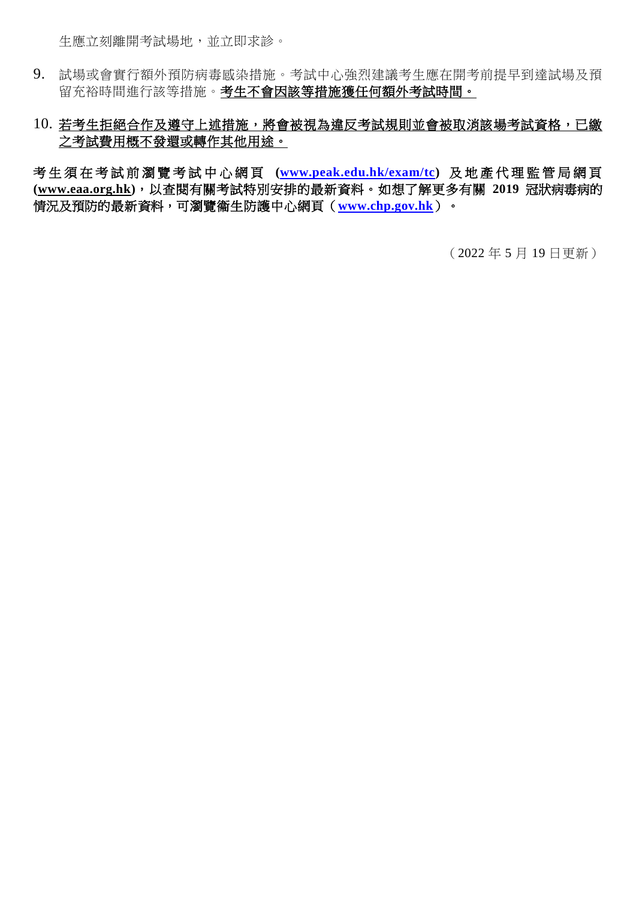生應立刻離開考試場地，並立即求診。

9. 試場或會實行額外預防病毒感染措施。考試中心強烈建議考生應在開考前提早到達試場及預留充裕時間進行該等措施。**考生不會因該等措施獲任何額外考試時間。**

10. **若考生拒絕合作及遵守上述措施，將會被視為違反考試規則並會被取消該場考試資格，已繳之考試費用概不發還或轉作其他用途。**

**考生須在考試前瀏覽考試中心網頁 (www.peak.edu.hk/exam/tc) 及地產代理監管局網頁 (www.eaa.org.hk)，以查閱有關考試特別安排的最新資料。如想了解更多有關 2019 冠狀病毒病的情況及預防的最新資料，可瀏覽衞生防護中心網頁（www.chp.gov.hk）。**

（2022 年 5 月 19 日更新）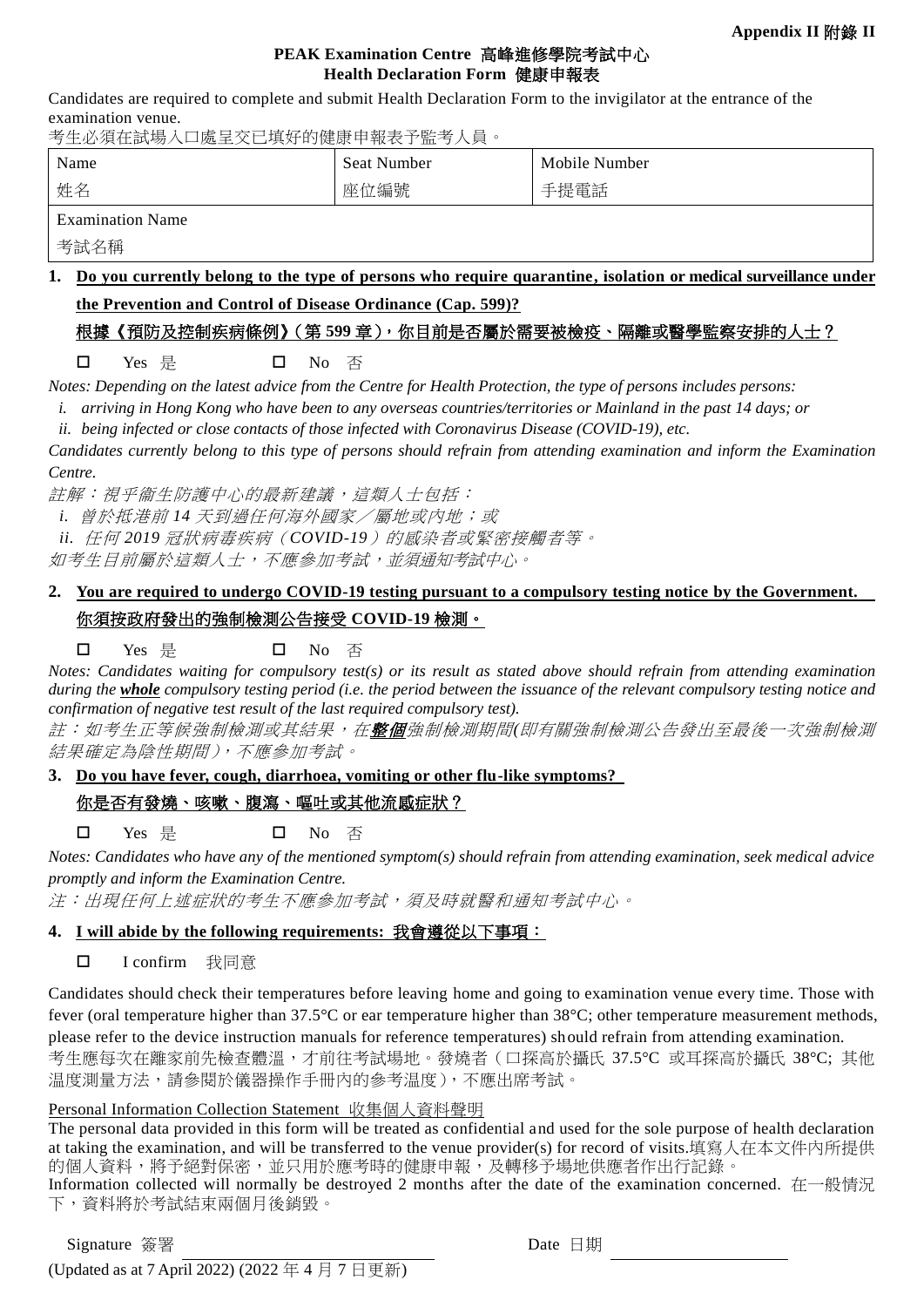**Appendix II 附錄 II**

**PEAK Examination Centre 高峰進修學院考試中心**
**Health Declaration Form 健康申報表**

Candidates are required to complete and submit Health Declaration Form to the invigilator at the entrance of the examination venue.
考生必須在試場入口處呈交已填好的健康申報表予監考人員。

| Name<br>姓名 | Seat Number<br>座位編號 | Mobile Number<br>手提電話 |
|---|---|---|
| Examination Name<br>考試名稱 | | |

**1. Do you currently belong to the type of persons who require quarantine, isolation or medical surveillance under the Prevention and Control of Disease Ordinance (Cap. 599)?**
**根據《預防及控制疾病條例》(第 599 章)，你目前是否屬於需要被檢疫、隔離或醫學監察安排的人士？**

☐ Yes 是 ☐ No 否

*Notes: Depending on the latest advice from the Centre for Health Protection, the type of persons includes persons:*
*i. arriving in Hong Kong who have been to any overseas countries/territories or Mainland in the past 14 days; or*
*ii. being infected or close contacts of those infected with Coronavirus Disease (COVID-19), etc.*
*Candidates currently belong to this type of persons should refrain from attending examination and inform the Examination Centre.*
*註解：視乎衞生防護中心的最新建議，這類人士包括：*
*i. 曾於抵港前 14 天到過任何海外國家／屬地或內地；或*
*ii. 任何 2019 冠狀病毒疾病（COVID-19）的感染者或緊密接觸者等。*
*如考生目前屬於這類人士，不應參加考試，並須通知考試中心。*

**2. You are required to undergo COVID-19 testing pursuant to a compulsory testing notice by the Government.**
**你須按政府發出的強制檢測公告接受 COVID-19 檢測。**

☐ Yes 是 ☐ No 否

*Notes: Candidates waiting for compulsory test(s) or its result as stated above should refrain from attending examination during the **whole** compulsory testing period (i.e. the period between the issuance of the relevant compulsory testing notice and confirmation of negative test result of the last required compulsory test).*
*註：如考生正等候強制檢測或其結果，在**整個**強制檢測期間(即有關強制檢測公告發出至最後一次強制檢測結果確定為陰性期間)，不應參加考試。*

**3. Do you have fever, cough, diarrhoea, vomiting or other flu-like symptoms?**
**你是否有發燒、咳嗽、腹瀉、嘔吐或其他流感症狀？**

☐ Yes 是 ☐ No 否

*Notes: Candidates who have any of the mentioned symptom(s) should refrain from attending examination, seek medical advice promptly and inform the Examination Centre.*
*注：出現任何上述症狀的考生不應參加考試，須及時就醫和通知考試中心。*

**4. I will abide by the following requirements: 我會遵從以下事項：**

☐ I confirm 我同意

Candidates should check their temperatures before leaving home and going to examination venue every time. Those with fever (oral temperature higher than 37.5°C or ear temperature higher than 38°C; other temperature measurement methods, please refer to the device instruction manuals for reference temperatures) should refrain from attending examination.
考生應每次在離家前先檢查體溫，才前往考試場地。發燒者（口探高於攝氏 37.5°C 或耳探高於攝氏 38°C; 其他溫度測量方法，請參閱於儀器操作手冊內的參考溫度），不應出席考試。

Personal Information Collection Statement 收集個人資料聲明

The personal data provided in this form will be treated as confidential and used for the sole purpose of health declaration at taking the examination, and will be transferred to the venue provider(s) for record of visits.填寫人在本文件內所提供的個人資料，將予絕對保密，並只用於應考時的健康申報，及轉移予場地供應者作出行記錄。
Information collected will normally be destroyed 2 months after the date of the examination concerned. 在一般情況下，資料將於考試結束兩個月後銷毀。

Signature 簽署 ____________________ Date 日期 ____________________

(Updated as at 7 April 2022) (2022 年 4 月 7 日更新)